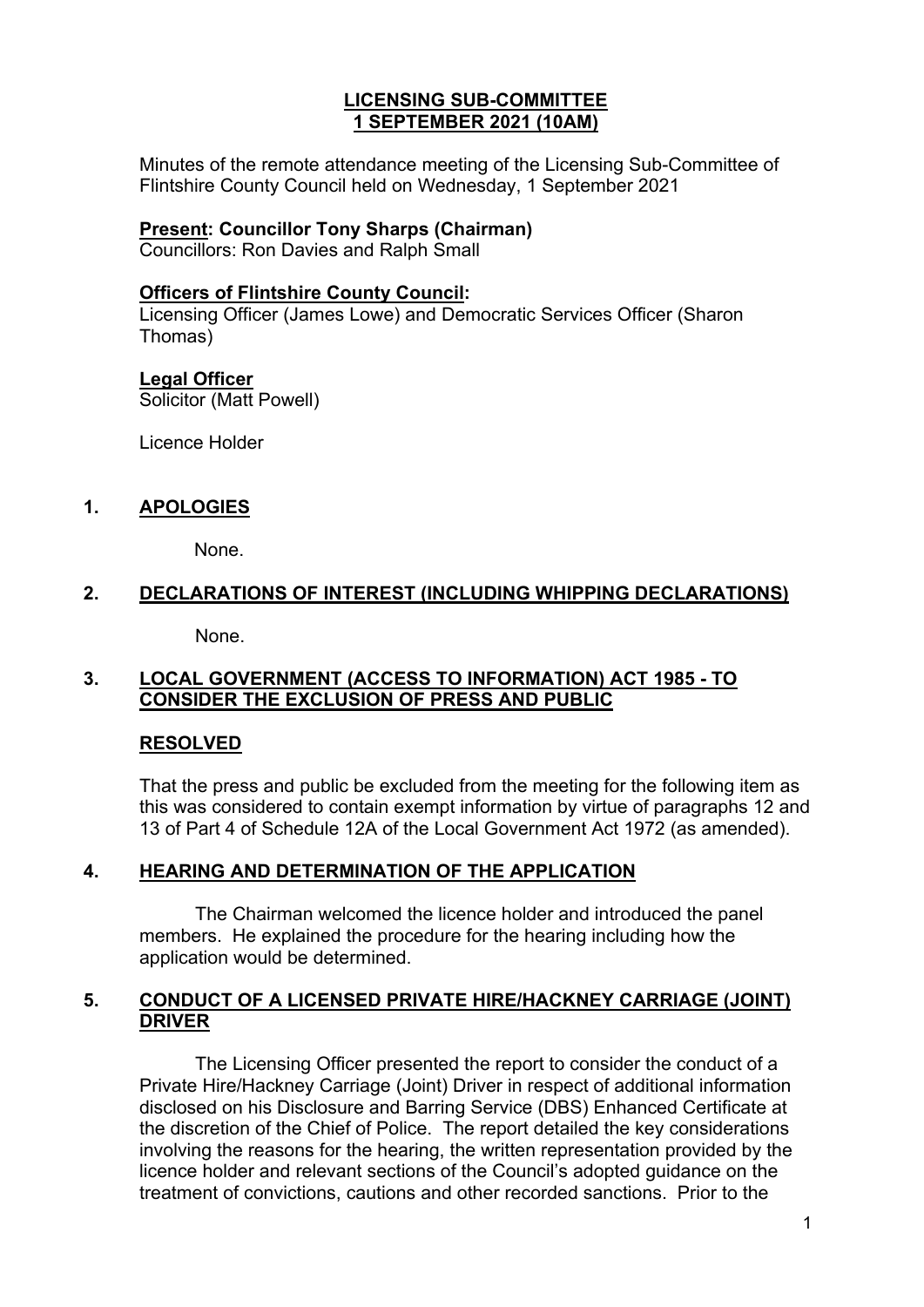# LICENSING SUB-COMMITTEE
## 1 SEPTEMBER 2021 (10AM)

Minutes of the remote attendance meeting of the Licensing Sub-Committee of Flintshire County Council held on Wednesday, 1 September 2021

**Present: Councillor Tony Sharps (Chairman)**
Councillors: Ron Davies and Ralph Small

**Officers of Flintshire County Council:**
Licensing Officer (James Lowe) and Democratic Services Officer (Sharon Thomas)

**Legal Officer**
Solicitor (Matt Powell)

Licence Holder

## 1. APOLOGIES

None.

## 2. DECLARATIONS OF INTEREST (INCLUDING WHIPPING DECLARATIONS)

None.

## 3. LOCAL GOVERNMENT (ACCESS TO INFORMATION) ACT 1985 - TO CONSIDER THE EXCLUSION OF PRESS AND PUBLIC

**RESOLVED**

That the press and public be excluded from the meeting for the following item as this was considered to contain exempt information by virtue of paragraphs 12 and 13 of Part 4 of Schedule 12A of the Local Government Act 1972 (as amended).

## 4. HEARING AND DETERMINATION OF THE APPLICATION

The Chairman welcomed the licence holder and introduced the panel members. He explained the procedure for the hearing including how the application would be determined.

## 5. CONDUCT OF A LICENSED PRIVATE HIRE/HACKNEY CARRIAGE (JOINT) DRIVER

The Licensing Officer presented the report to consider the conduct of a Private Hire/Hackney Carriage (Joint) Driver in respect of additional information disclosed on his Disclosure and Barring Service (DBS) Enhanced Certificate at the discretion of the Chief of Police. The report detailed the key considerations involving the reasons for the hearing, the written representation provided by the licence holder and relevant sections of the Council's adopted guidance on the treatment of convictions, cautions and other recorded sanctions. Prior to the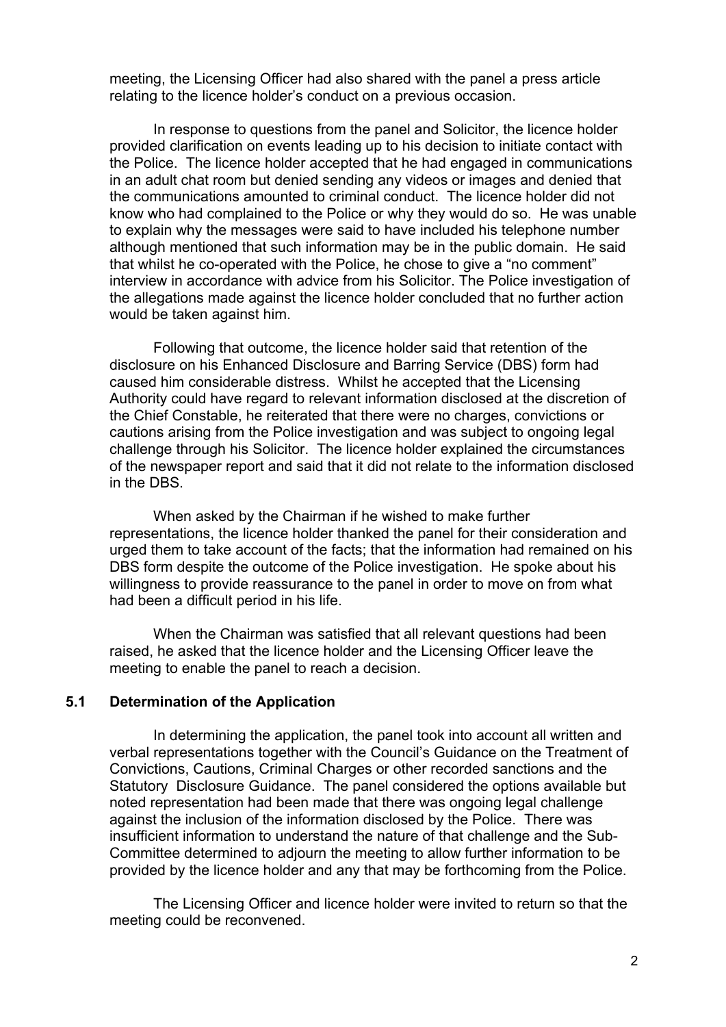meeting, the Licensing Officer had also shared with the panel a press article relating to the licence holder's conduct on a previous occasion.

In response to questions from the panel and Solicitor, the licence holder provided clarification on events leading up to his decision to initiate contact with the Police. The licence holder accepted that he had engaged in communications in an adult chat room but denied sending any videos or images and denied that the communications amounted to criminal conduct. The licence holder did not know who had complained to the Police or why they would do so. He was unable to explain why the messages were said to have included his telephone number although mentioned that such information may be in the public domain. He said that whilst he co-operated with the Police, he chose to give a "no comment" interview in accordance with advice from his Solicitor. The Police investigation of the allegations made against the licence holder concluded that no further action would be taken against him.

Following that outcome, the licence holder said that retention of the disclosure on his Enhanced Disclosure and Barring Service (DBS) form had caused him considerable distress. Whilst he accepted that the Licensing Authority could have regard to relevant information disclosed at the discretion of the Chief Constable, he reiterated that there were no charges, convictions or cautions arising from the Police investigation and was subject to ongoing legal challenge through his Solicitor. The licence holder explained the circumstances of the newspaper report and said that it did not relate to the information disclosed in the DBS.

When asked by the Chairman if he wished to make further representations, the licence holder thanked the panel for their consideration and urged them to take account of the facts; that the information had remained on his DBS form despite the outcome of the Police investigation. He spoke about his willingness to provide reassurance to the panel in order to move on from what had been a difficult period in his life.

When the Chairman was satisfied that all relevant questions had been raised, he asked that the licence holder and the Licensing Officer leave the meeting to enable the panel to reach a decision.

**5.1 Determination of the Application**

In determining the application, the panel took into account all written and verbal representations together with the Council's Guidance on the Treatment of Convictions, Cautions, Criminal Charges or other recorded sanctions and the Statutory Disclosure Guidance. The panel considered the options available but noted representation had been made that there was ongoing legal challenge against the inclusion of the information disclosed by the Police. There was insufficient information to understand the nature of that challenge and the Sub-Committee determined to adjourn the meeting to allow further information to be provided by the licence holder and any that may be forthcoming from the Police.

The Licensing Officer and licence holder were invited to return so that the meeting could be reconvened.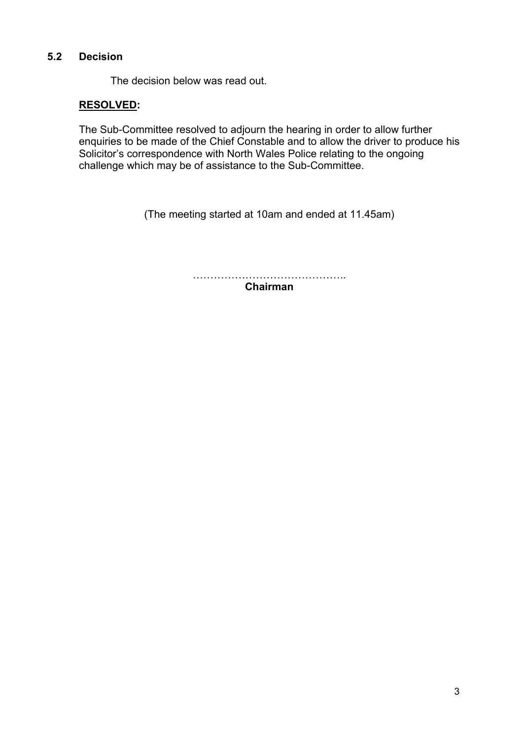### 5.2 Decision

The decision below was read out.

<u>**RESOLVED**</u>**:**

The Sub-Committee resolved to adjourn the hearing in order to allow further enquiries to be made of the Chief Constable and to allow the driver to produce his Solicitor's correspondence with North Wales Police relating to the ongoing challenge which may be of assistance to the Sub-Committee.

(The meeting started at 10am and ended at 11.45am)

……………………………………..
**Chairman**